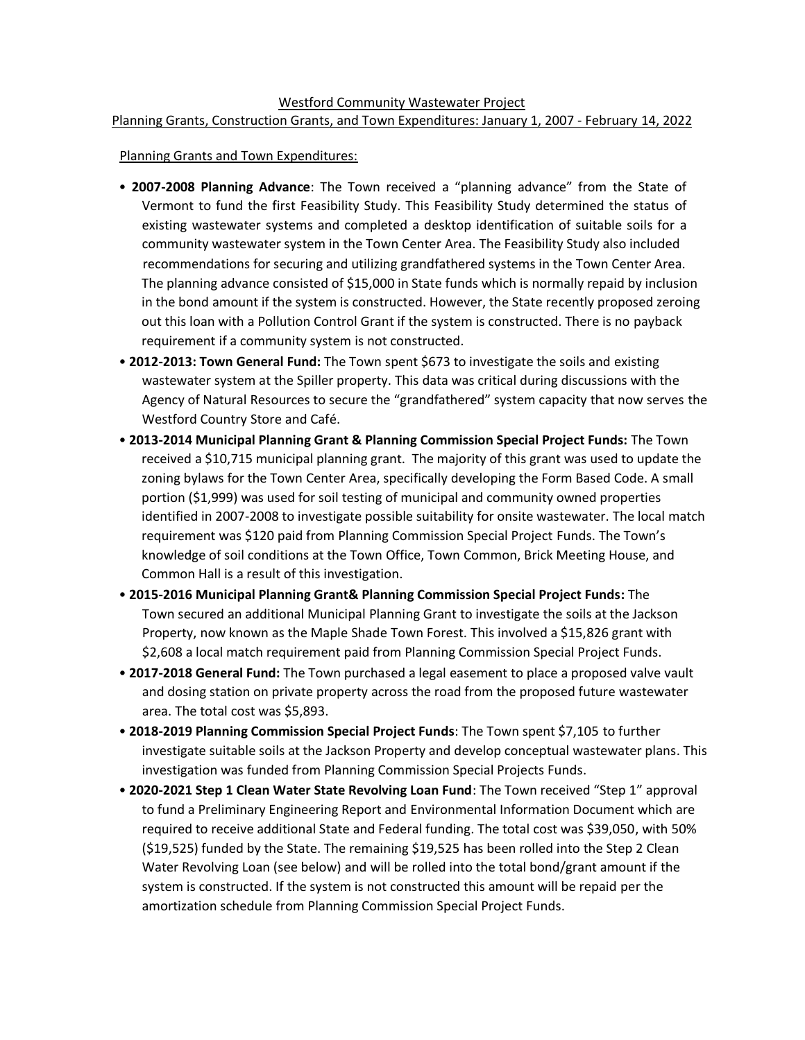## Westford Community Wastewater Project

### Planning Grants, Construction Grants, and Town Expenditures: January 1, 2007 - February 14, 2022

#### Planning Grants and Town Expenditures:

- **2007-2008 Planning Advance**: The Town received a "planning advance" from the State of Vermont to fund the first Feasibility Study. This Feasibility Study determined the status of existing wastewater systems and completed a desktop identification of suitable soils for a community wastewater system in the Town Center Area. The Feasibility Study also included recommendations for securing and utilizing grandfathered systems in the Town Center Area. The planning advance consisted of $15,000 in State funds which is normally repaid by inclusion in the bond amount if the system is constructed. However, the State recently proposed zeroing out this loan with a Pollution Control Grant if the system is constructed. There is no payback requirement if a community system is not constructed.
- **2012-2013: Town General Fund:** The Town spent $673 to investigate the soils and existing wastewater system at the Spiller property. This data was critical during discussions with the Agency of Natural Resources to secure the "grandfathered" system capacity that now serves the Westford Country Store and Café.
- **2013-2014 Municipal Planning Grant & Planning Commission Special Project Funds:** The Town received a $10,715 municipal planning grant. The majority of this grant was used to update the zoning bylaws for the Town Center Area, specifically developing the Form Based Code. A small portion ($1,999) was used for soil testing of municipal and community owned properties identified in 2007-2008 to investigate possible suitability for onsite wastewater. The local match requirement was $120 paid from Planning Commission Special Project Funds. The Town's knowledge of soil conditions at the Town Office, Town Common, Brick Meeting House, and Common Hall is a result of this investigation.
- **2015-2016 Municipal Planning Grant& Planning Commission Special Project Funds:** The Town secured an additional Municipal Planning Grant to investigate the soils at the Jackson Property, now known as the Maple Shade Town Forest. This involved a $15,826 grant with $2,608 a local match requirement paid from Planning Commission Special Project Funds.
- **2017-2018 General Fund:** The Town purchased a legal easement to place a proposed valve vault and dosing station on private property across the road from the proposed future wastewater area. The total cost was $5,893.
- **2018-2019 Planning Commission Special Project Funds**: The Town spent $7,105 to further investigate suitable soils at the Jackson Property and develop conceptual wastewater plans. This investigation was funded from Planning Commission Special Projects Funds.
- **2020-2021 Step 1 Clean Water State Revolving Loan Fund**: The Town received "Step 1" approval to fund a Preliminary Engineering Report and Environmental Information Document which are required to receive additional State and Federal funding. The total cost was $39,050, with 50% ($19,525) funded by the State. The remaining $19,525 has been rolled into the Step 2 Clean Water Revolving Loan (see below) and will be rolled into the total bond/grant amount if the system is constructed. If the system is not constructed this amount will be repaid per the amortization schedule from Planning Commission Special Project Funds.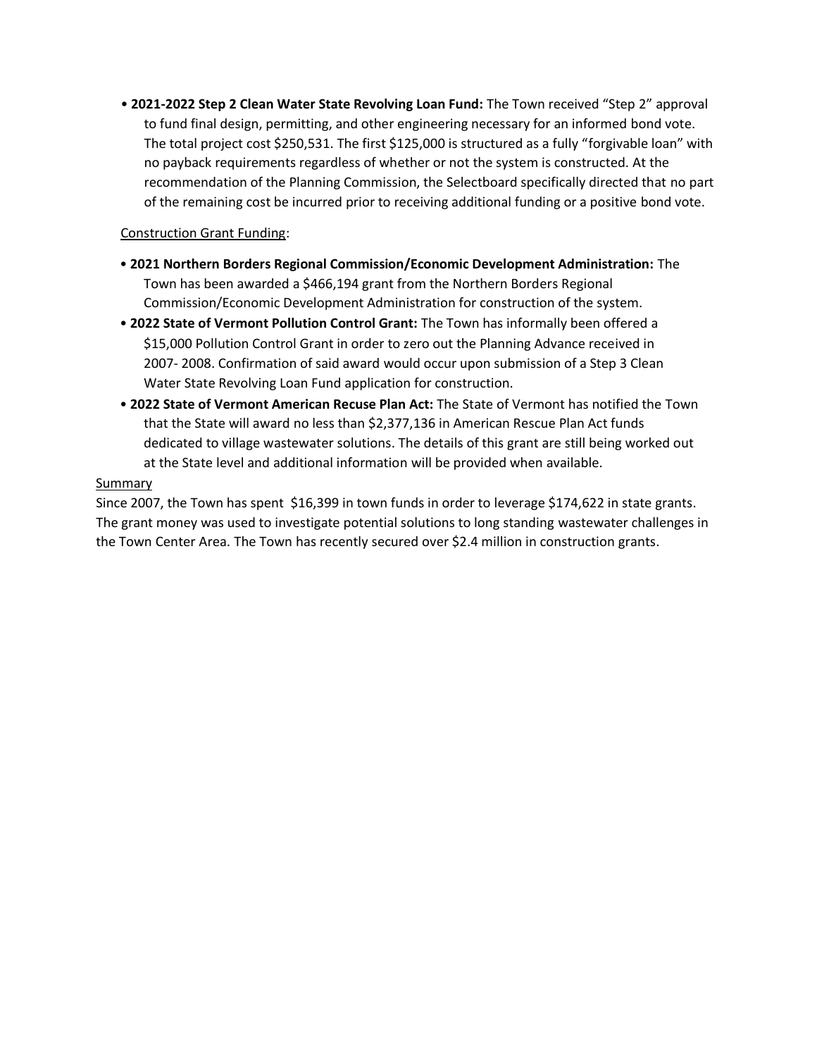- **2021-2022 Step 2 Clean Water State Revolving Loan Fund:** The Town received "Step 2" approval to fund final design, permitting, and other engineering necessary for an informed bond vote. The total project cost $250,531. The first $125,000 is structured as a fully "forgivable loan" with no payback requirements regardless of whether or not the system is constructed. At the recommendation of the Planning Commission, the Selectboard specifically directed that no part of the remaining cost be incurred prior to receiving additional funding or a positive bond vote.

Construction Grant Funding:

- **2021 Northern Borders Regional Commission/Economic Development Administration:** The Town has been awarded a $466,194 grant from the Northern Borders Regional Commission/Economic Development Administration for construction of the system.
- **2022 State of Vermont Pollution Control Grant:** The Town has informally been offered a $15,000 Pollution Control Grant in order to zero out the Planning Advance received in 2007- 2008. Confirmation of said award would occur upon submission of a Step 3 Clean Water State Revolving Loan Fund application for construction.
- **2022 State of Vermont American Recuse Plan Act:** The State of Vermont has notified the Town that the State will award no less than $2,377,136 in American Rescue Plan Act funds dedicated to village wastewater solutions. The details of this grant are still being worked out at the State level and additional information will be provided when available.

Summary

Since 2007, the Town has spent $16,399 in town funds in order to leverage $174,622 in state grants. The grant money was used to investigate potential solutions to long standing wastewater challenges in the Town Center Area. The Town has recently secured over $2.4 million in construction grants.